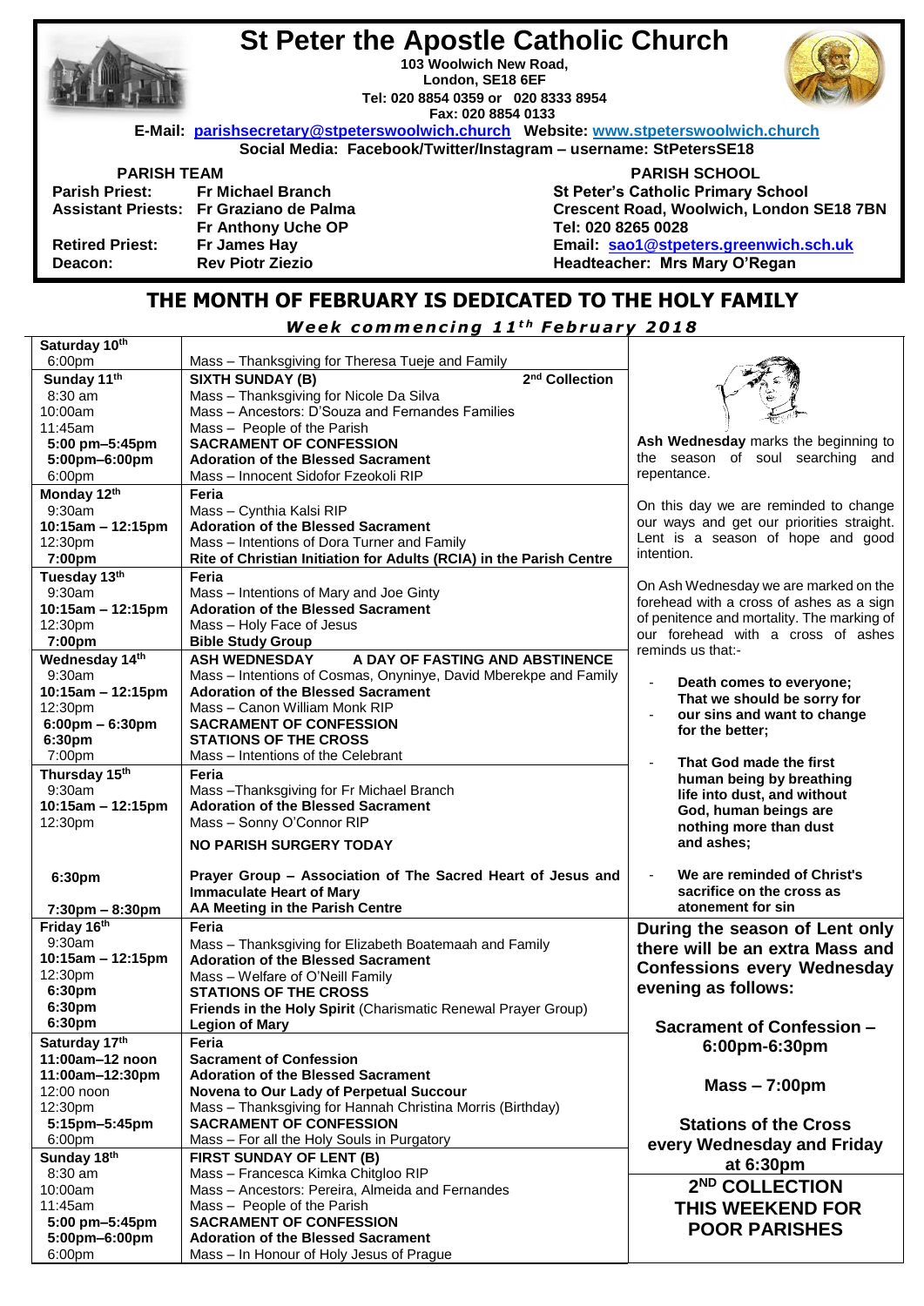# St Peter the Apostle Catholic Church

**103 Woolwich New Road,**
**London, SE18 6EF**
**Tel: 020 8854 0359 or 020 8333 8954**
**Fax: 020 8854 0133**

**E-Mail: parishsecretary@stpeterswoolwich.church Website: www.stpeterswoolwich.church**
**Social Media: Facebook/Twitter/Instagram – username: StPetersSE18**

**PARISH TEAM**

| | |
|---|---|
| **Parish Priest:** | **Fr Michael Branch** |
| **Assistant Priests:** | **Fr Graziano de Palma** |
| | **Fr Anthony Uche OP** |
| **Retired Priest:** | **Fr James Hay** |
| **Deacon:** | **Rev Piotr Ziezio** |

**PARISH SCHOOL**

**St Peter's Catholic Primary School**
**Crescent Road, Woolwich, London SE18 7BN**
**Tel: 020 8265 0028**
**Email: sao1@stpeters.greenwich.sch.uk**
**Headteacher: Mrs Mary O'Regan**

## THE MONTH OF FEBRUARY IS DEDICATED TO THE HOLY FAMILY

***Week commencing 11th February 2018***

| | |
|---|---|
| **Saturday 10th** | |
| 6:00pm | Mass – Thanksgiving for Theresa Tueje and Family |
| **Sunday 11th** | **SIXTH SUNDAY (B)** — **2nd Collection** |
| 8:30 am | Mass – Thanksgiving for Nicole Da Silva |
| 10:00am | Mass – Ancestors: D'Souza and Fernandes Families |
| 11:45am | Mass – People of the Parish |
| **5:00 pm–5:45pm** | **SACRAMENT OF CONFESSION** |
| **5:00pm–6:00pm** | **Adoration of the Blessed Sacrament** |
| 6:00pm | Mass – Innocent Sidofor Fzeokoli RIP |
| **Monday 12th** | **Feria** |
| 9:30am | Mass – Cynthia Kalsi RIP |
| **10:15am – 12:15pm** | **Adoration of the Blessed Sacrament** |
| 12:30pm | Mass – Intentions of Dora Turner and Family |
| **7:00pm** | **Rite of Christian Initiation for Adults (RCIA) in the Parish Centre** |
| **Tuesday 13th** | **Feria** |
| 9:30am | Mass – Intentions of Mary and Joe Ginty |
| **10:15am – 12:15pm** | **Adoration of the Blessed Sacrament** |
| 12:30pm | Mass – Holy Face of Jesus |
| **7:00pm** | **Bible Study Group** |
| **Wednesday 14th** | **ASH WEDNESDAY — A DAY OF FASTING AND ABSTINENCE** |
| 9:30am | Mass – Intentions of Cosmas, Onyninye, David Mberekpe and Family |
| **10:15am – 12:15pm** | **Adoration of the Blessed Sacrament** |
| 12:30pm | Mass – Canon William Monk RIP |
| **6:00pm – 6:30pm** | **SACRAMENT OF CONFESSION** |
| **6:30pm** | **STATIONS OF THE CROSS** |
| 7:00pm | Mass – Intentions of the Celebrant |
| **Thursday 15th** | **Feria** |
| 9:30am | Mass –Thanksgiving for Fr Michael Branch |
| **10:15am – 12:15pm** | **Adoration of the Blessed Sacrament** |
| 12:30pm | Mass – Sonny O'Connor RIP |
| | **NO PARISH SURGERY TODAY** |
| **6:30pm** | **Prayer Group – Association of The Sacred Heart of Jesus and Immaculate Heart of Mary** |
| **7:30pm – 8:30pm** | **AA Meeting in the Parish Centre** |
| **Friday 16th** | **Feria** |
| 9:30am | Mass – Thanksgiving for Elizabeth Boatemaah and Family |
| **10:15am – 12:15pm** | **Adoration of the Blessed Sacrament** |
| 12:30pm | Mass – Welfare of O'Neill Family |
| **6:30pm** | **STATIONS OF THE CROSS** |
| **6:30pm** | **Friends in the Holy Spirit** (Charismatic Renewal Prayer Group) |
| **6:30pm** | **Legion of Mary** |
| **Saturday 17th** | **Feria** |
| **11:00am–12 noon** | **Sacrament of Confession** |
| **11:00am–12:30pm** | **Adoration of the Blessed Sacrament** |
| 12:00 noon | **Novena to Our Lady of Perpetual Succour** |
| 12:30pm | Mass – Thanksgiving for Hannah Christina Morris (Birthday) |
| **5:15pm–5:45pm** | **SACRAMENT OF CONFESSION** |
| 6:00pm | Mass – For all the Holy Souls in Purgatory |
| **Sunday 18th** | **FIRST SUNDAY OF LENT (B)** |
| 8:30 am | Mass – Francesca Kimka Chitgloo RIP |
| 10:00am | Mass – Ancestors: Pereira, Almeida and Fernandes |
| 11:45am | Mass – People of the Parish |
| **5:00 pm–5:45pm** | **SACRAMENT OF CONFESSION** |
| **5:00pm–6:00pm** | **Adoration of the Blessed Sacrament** |
| 6:00pm | Mass – In Honour of Holy Jesus of Prague |

**Ash Wednesday** marks the beginning to the season of soul searching and repentance.

On this day we are reminded to change our ways and get our priorities straight. Lent is a season of hope and good intention.

On Ash Wednesday we are marked on the forehead with a cross of ashes as a sign of penitence and mortality. The marking of our forehead with a cross of ashes reminds us that:-

- **Death comes to everyone; That we should be sorry for our sins and want to change for the better;**
- **That God made the first human being by breathing life into dust, and without God, human beings are nothing more than dust and ashes;**
- **We are reminded of Christ's sacrifice on the cross as atonement for sin**

**During the season of Lent only there will be an extra Mass and Confessions every Wednesday evening as follows:**

**Sacrament of Confession – 6:00pm-6:30pm**

**Mass – 7:00pm**

**Stations of the Cross every Wednesday and Friday at 6:30pm**

**2ND COLLECTION THIS WEEKEND FOR POOR PARISHES**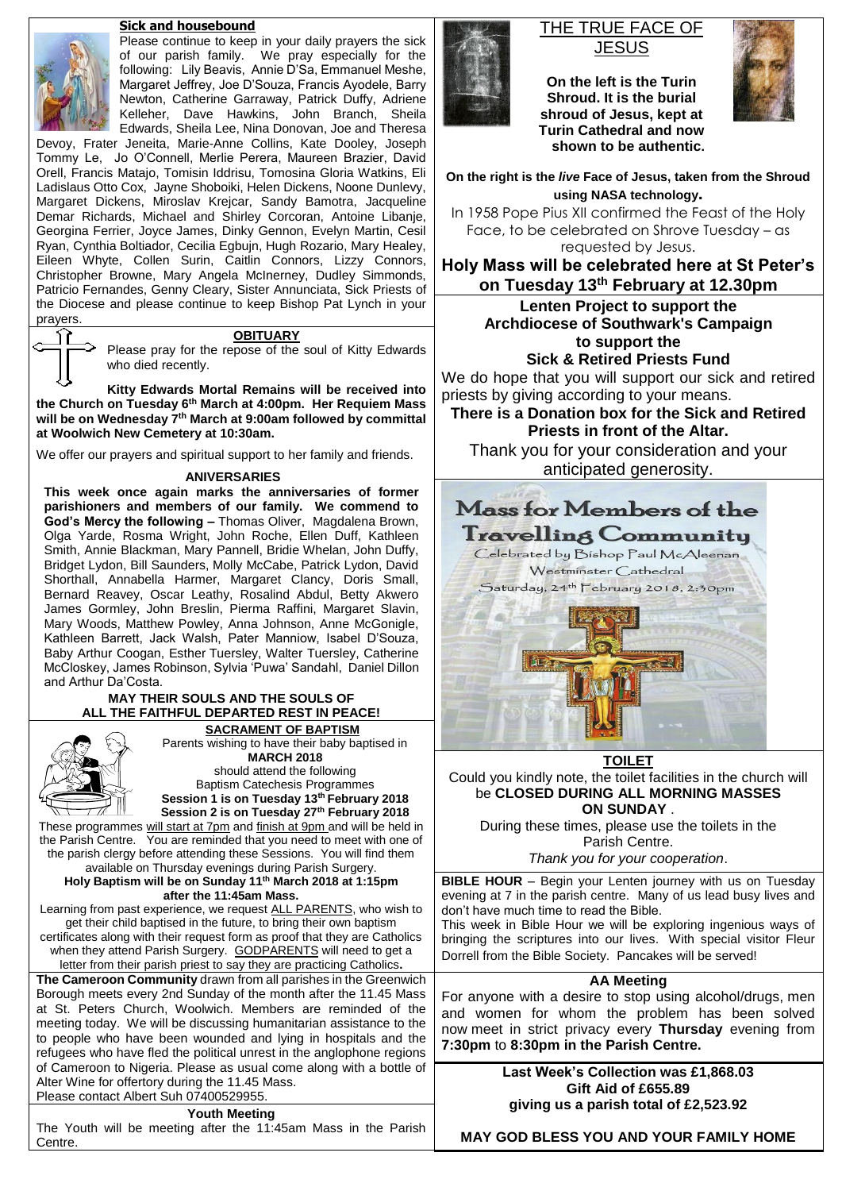## Sick and housebound

Please continue to keep in your daily prayers the sick of our parish family. We pray especially for the following: Lily Beavis, Annie D'Sa, Emmanuel Meshe, Margaret Jeffrey, Joe D'Souza, Francis Ayodele, Barry Newton, Catherine Garraway, Patrick Duffy, Adriene Kelleher, Dave Hawkins, John Branch, Sheila Edwards, Sheila Lee, Nina Donovan, Joe and Theresa Devoy, Frater Jeneita, Marie-Anne Collins, Kate Dooley, Joseph Tommy Le, Jo O'Connell, Merlie Perera, Maureen Brazier, David Orell, Francis Matajo, Tomisin Iddrisu, Tomosina Gloria Watkins, Eli Ladislaus Otto Cox, Jayne Shoboiki, Helen Dickens, Noone Dunlevy, Margaret Dickens, Miroslav Krejcar, Sandy Bamotra, Jacqueline Demar Richards, Michael and Shirley Corcoran, Antoine Libanje, Georgina Ferrier, Joyce James, Dinky Gennon, Evelyn Martin, Cesil Ryan, Cynthia Boltiador, Cecilia Egbujn, Hugh Rozario, Mary Healey, Eileen Whyte, Collen Surin, Caitlin Connors, Lizzy Connors, Christopher Browne, Mary Angela McInerney, Dudley Simmonds, Patricio Fernandes, Genny Cleary, Sister Annunciata, Sick Priests of the Diocese and please continue to keep Bishop Pat Lynch in your prayers.

## OBITUARY

Please pray for the repose of the soul of Kitty Edwards who died recently.

**Kitty Edwards Mortal Remains will be received into the Church on Tuesday 6th March at 4:00pm. Her Requiem Mass will be on Wednesday 7th March at 9:00am followed by committal at Woolwich New Cemetery at 10:30am.**

We offer our prayers and spiritual support to her family and friends.

## ANIVERSARIES

**This week once again marks the anniversaries of former parishioners and members of our family. We commend to God's Mercy the following –** Thomas Oliver, Magdalena Brown, Olga Yarde, Rosma Wright, John Roche, Ellen Duff, Kathleen Smith, Annie Blackman, Mary Pannell, Bridie Whelan, John Duffy, Bridget Lydon, Bill Saunders, Molly McCabe, Patrick Lydon, David Shorthall, Annabella Harmer, Margaret Clancy, Doris Small, Bernard Reavey, Oscar Leathy, Rosalind Abdul, Betty Akwero James Gormley, John Breslin, Pierma Raffini, Margaret Slavin, Mary Woods, Matthew Powley, Anna Johnson, Anne McGonigle, Kathleen Barrett, Jack Walsh, Pater Manniow, Isabel D'Souza, Baby Arthur Coogan, Esther Tuersley, Walter Tuersley, Catherine McCloskey, James Robinson, Sylvia 'Puwa' Sandahl, Daniel Dillon and Arthur Da'Costa.

**MAY THEIR SOULS AND THE SOULS OF ALL THE FAITHFUL DEPARTED REST IN PEACE!**

## SACRAMENT OF BAPTISM

Parents wishing to have their baby baptised in **MARCH 2018** should attend the following Baptism Catechesis Programmes

**Session 1 is on Tuesday 13th February 2018**
**Session 2 is on Tuesday 27th February 2018**

These programmes will start at 7pm and finish at 9pm and will be held in the Parish Centre. You are reminded that you need to meet with one of the parish clergy before attending these Sessions. You will find them available on Thursday evenings during Parish Surgery.

**Holy Baptism will be on Sunday 11th March 2018 at 1:15pm after the 11:45am Mass.**

Learning from past experience, we request ALL PARENTS, who wish to get their child baptised in the future, to bring their own baptism certificates along with their request form as proof that they are Catholics when they attend Parish Surgery. GODPARENTS will need to get a letter from their parish priest to say they are practicing Catholics**.**

**The Cameroon Community** drawn from all parishes in the Greenwich Borough meets every 2nd Sunday of the month after the 11.45 Mass at St. Peters Church, Woolwich. Members are reminded of the meeting today. We will be discussing humanitarian assistance to the to people who have been wounded and lying in hospitals and the refugees who have fled the political unrest in the anglophone regions of Cameroon to Nigeria. Please as usual come along with a bottle of Alter Wine for offertory during the 11.45 Mass.
Please contact Albert Suh 07400529955.

## Youth Meeting

The Youth will be meeting after the 11:45am Mass in the Parish Centre.

## THE TRUE FACE OF JESUS

**On the left is the Turin Shroud. It is the burial shroud of Jesus, kept at Turin Cathedral and now shown to be authentic.**

**On the right is the *live* Face of Jesus, taken from the Shroud using NASA technology.**

In 1958 Pope Pius XII confirmed the Feast of the Holy Face, to be celebrated on Shrove Tuesday – as requested by Jesus.

**Holy Mass will be celebrated here at St Peter's on Tuesday 13th February at 12.30pm**

**Lenten Project to support the Archdiocese of Southwark's Campaign to support the Sick & Retired Priests Fund**

We do hope that you will support our sick and retired priests by giving according to your means.

**There is a Donation box for the Sick and Retired Priests in front of the Altar.**

Thank you for your consideration and your anticipated generosity.

Mass for Members of the Travelling Community
Celebrated by Bishop Paul McAleenan
Westminster Cathedral
Saturday, 24th February 2018, 2:30pm

## TOILET

Could you kindly note, the toilet facilities in the church will be **CLOSED DURING ALL MORNING MASSES ON SUNDAY** .

During these times, please use the toilets in the Parish Centre.

*Thank you for your cooperation*.

**BIBLE HOUR** – Begin your Lenten journey with us on Tuesday evening at 7 in the parish centre. Many of us lead busy lives and don't have much time to read the Bible.
This week in Bible Hour we will be exploring ingenious ways of bringing the scriptures into our lives. With special visitor Fleur Dorrell from the Bible Society. Pancakes will be served!

## AA Meeting

For anyone with a desire to stop using alcohol/drugs, men and women for whom the problem has been solved now meet in strict privacy every **Thursday** evening from **7:30pm** to **8:30pm in the Parish Centre.**

**Last Week's Collection was £1,868.03**
**Gift Aid of £655.89**
**giving us a parish total of £2,523.92**

**MAY GOD BLESS YOU AND YOUR FAMILY HOME**